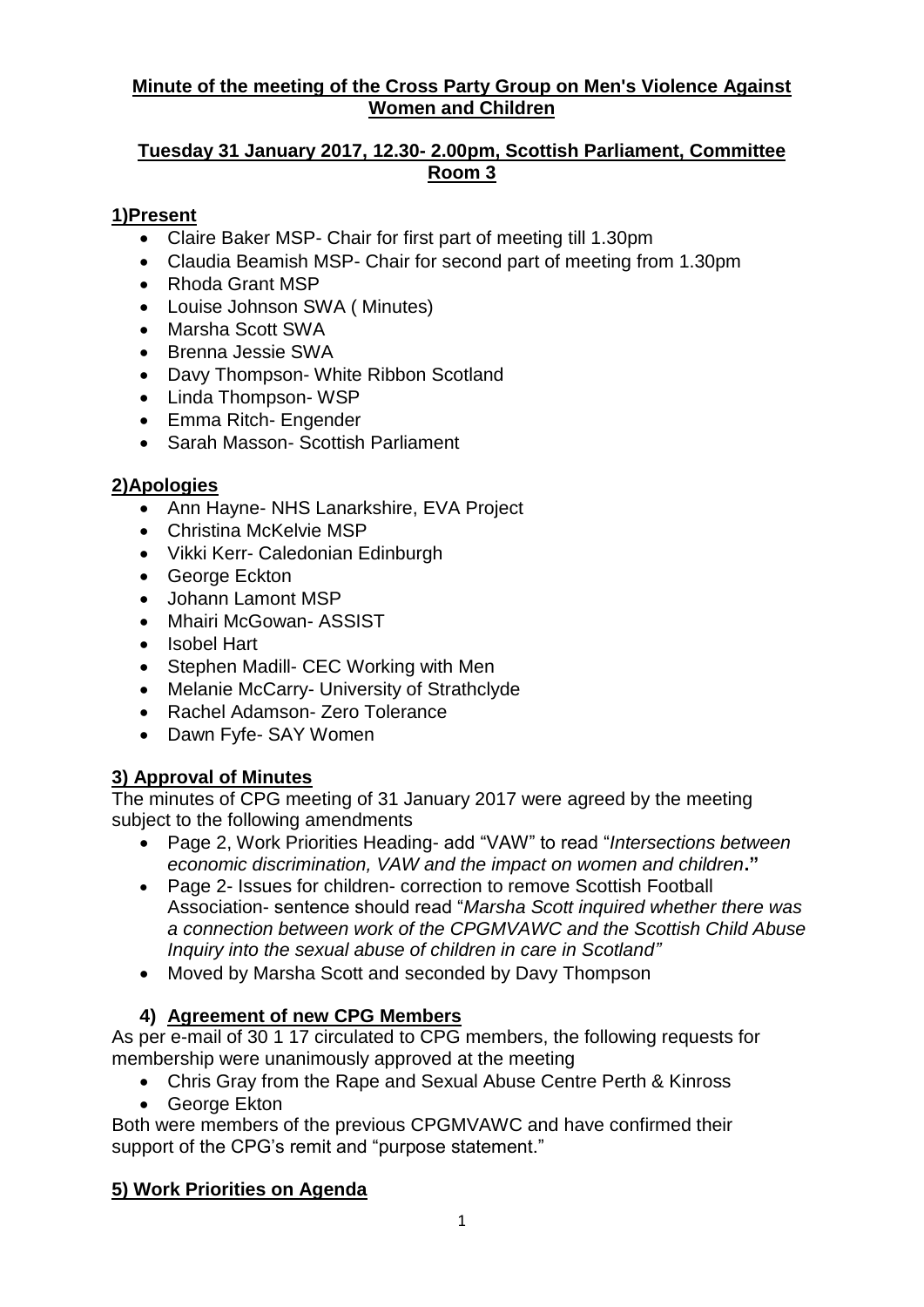**Minute of the meeting of the Cross Party Group on Men's Violence Against Women and Children**

**Tuesday 31 January 2017, 12.30- 2.00pm, Scottish Parliament, Committee Room 3**

## 1)Present

- Claire Baker MSP- Chair for first part of meeting till 1.30pm
- Claudia Beamish MSP- Chair for second part of meeting from 1.30pm
- Rhoda Grant MSP
- Louise Johnson SWA ( Minutes)
- Marsha Scott SWA
- Brenna Jessie SWA
- Davy Thompson- White Ribbon Scotland
- Linda Thompson- WSP
- Emma Ritch- Engender
- Sarah Masson- Scottish Parliament

## 2)Apologies

- Ann Hayne- NHS Lanarkshire, EVA Project
- Christina McKelvie MSP
- Vikki Kerr- Caledonian Edinburgh
- George Eckton
- Johann Lamont MSP
- Mhairi McGowan- ASSIST
- Isobel Hart
- Stephen Madill- CEC Working with Men
- Melanie McCarry- University of Strathclyde
- Rachel Adamson- Zero Tolerance
- Dawn Fyfe- SAY Women

## 3) Approval of Minutes

The minutes of CPG meeting of 31 January 2017 were agreed by the meeting subject to the following amendments

- Page 2, Work Priorities Heading- add "VAW" to read "*Intersections between economic discrimination, VAW and the impact on women and children*."
- Page 2- Issues for children- correction to remove Scottish Football Association- sentence should read "*Marsha Scott inquired whether there was a connection between work of the CPGMVAWC and the Scottish Child Abuse Inquiry into the sexual abuse of children in care in Scotland"*
- Moved by Marsha Scott and seconded by Davy Thompson

## 4) Agreement of new CPG Members

As per e-mail of 30 1 17 circulated to CPG members, the following requests for membership were unanimously approved at the meeting

- Chris Gray from the Rape and Sexual Abuse Centre Perth & Kinross
- George Ekton

Both were members of the previous CPGMVAWC and have confirmed their support of the CPG's remit and "purpose statement."

## 5) Work Priorities on Agenda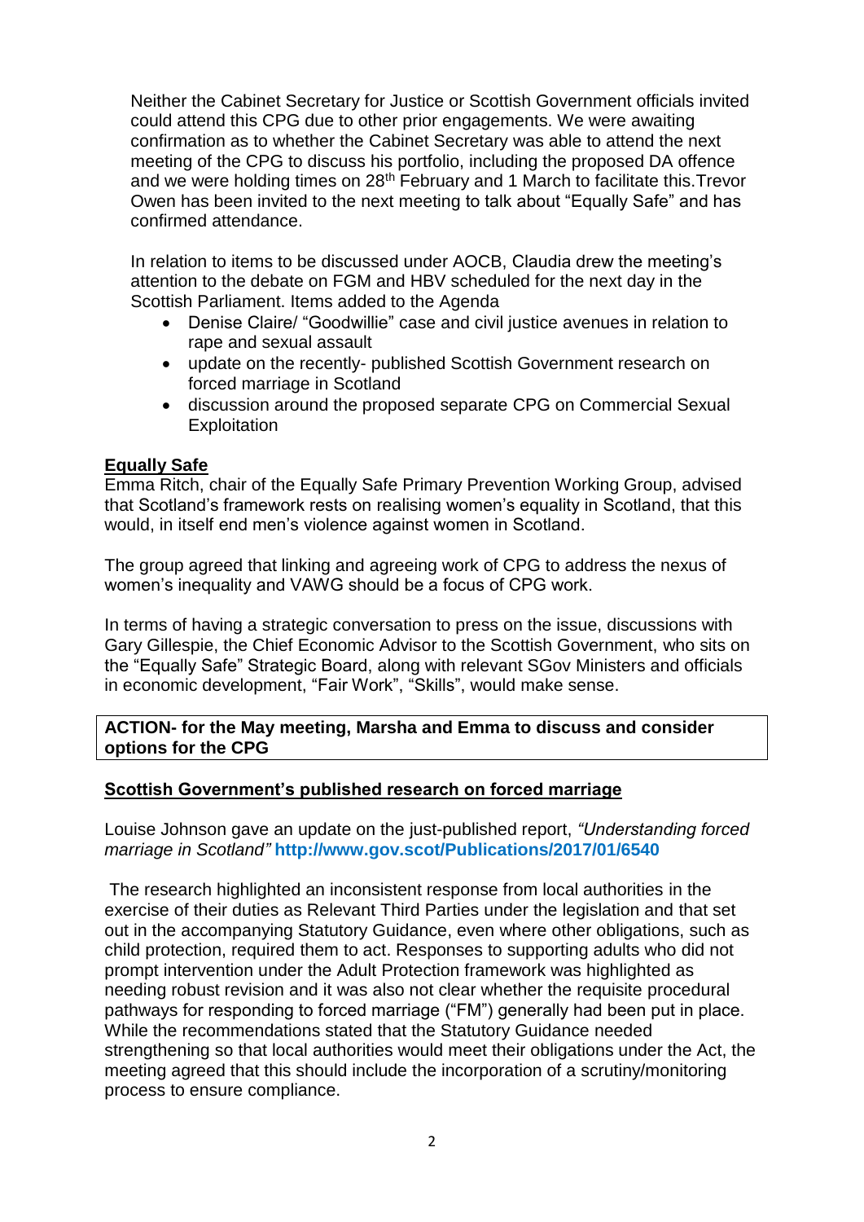Neither the Cabinet Secretary for Justice or Scottish Government officials invited could attend this CPG due to other prior engagements. We were awaiting confirmation as to whether the Cabinet Secretary was able to attend the next meeting of the CPG to discuss his portfolio, including the proposed DA offence and we were holding times on 28th February and 1 March to facilitate this.Trevor Owen has been invited to the next meeting to talk about "Equally Safe" and has confirmed attendance.

In relation to items to be discussed under AOCB, Claudia drew the meeting's attention to the debate on FGM and HBV scheduled for the next day in the Scottish Parliament. Items added to the Agenda

- Denise Claire/ "Goodwillie" case and civil justice avenues in relation to rape and sexual assault
- update on the recently- published Scottish Government research on forced marriage in Scotland
- discussion around the proposed separate CPG on Commercial Sexual Exploitation

**Equally Safe**

Emma Ritch, chair of the Equally Safe Primary Prevention Working Group, advised that Scotland's framework rests on realising women's equality in Scotland, that this would, in itself end men's violence against women in Scotland.

The group agreed that linking and agreeing work of CPG to address the nexus of women's inequality and VAWG should be a focus of CPG work.

In terms of having a strategic conversation to press on the issue, discussions with Gary Gillespie, the Chief Economic Advisor to the Scottish Government, who sits on the "Equally Safe" Strategic Board, along with relevant SGov Ministers and officials in economic development, "Fair Work", "Skills", would make sense.

**ACTION- for the May meeting, Marsha and Emma to discuss and consider options for the CPG**

**Scottish Government's published research on forced marriage**

Louise Johnson gave an update on the just-published report, *"Understanding forced marriage in Scotland"* **http://www.gov.scot/Publications/2017/01/6540**

The research highlighted an inconsistent response from local authorities in the exercise of their duties as Relevant Third Parties under the legislation and that set out in the accompanying Statutory Guidance, even where other obligations, such as child protection, required them to act. Responses to supporting adults who did not prompt intervention under the Adult Protection framework was highlighted as needing robust revision and it was also not clear whether the requisite procedural pathways for responding to forced marriage ("FM") generally had been put in place. While the recommendations stated that the Statutory Guidance needed strengthening so that local authorities would meet their obligations under the Act, the meeting agreed that this should include the incorporation of a scrutiny/monitoring process to ensure compliance.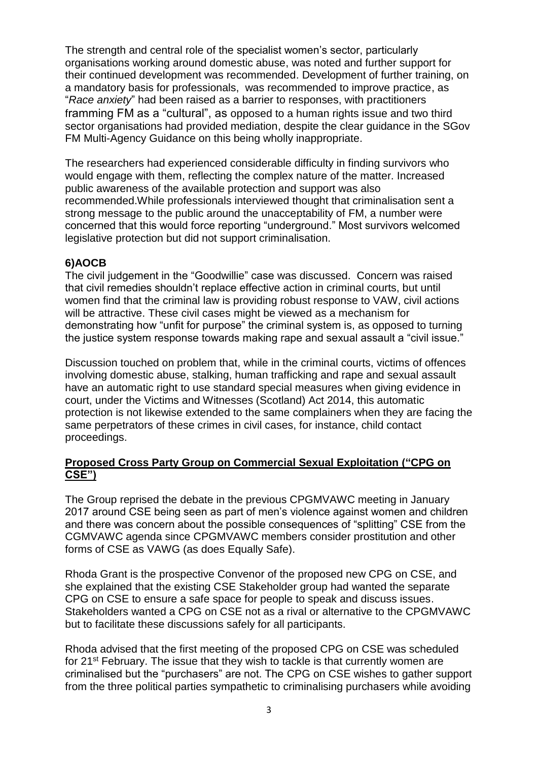The strength and central role of the specialist women's sector, particularly organisations working around domestic abuse, was noted and further support for their continued development was recommended. Development of further training, on a mandatory basis for professionals, was recommended to improve practice, as "*Race anxiety*" had been raised as a barrier to responses, with practitioners framming FM as a "cultural", as opposed to a human rights issue and two third sector organisations had provided mediation, despite the clear guidance in the SGov FM Multi-Agency Guidance on this being wholly inappropriate.

The researchers had experienced considerable difficulty in finding survivors who would engage with them, reflecting the complex nature of the matter. Increased public awareness of the available protection and support was also recommended.While professionals interviewed thought that criminalisation sent a strong message to the public around the unacceptability of FM, a number were concerned that this would force reporting "underground." Most survivors welcomed legislative protection but did not support criminalisation.

**6)AOCB**

The civil judgement in the "Goodwillie" case was discussed. Concern was raised that civil remedies shouldn't replace effective action in criminal courts, but until women find that the criminal law is providing robust response to VAW, civil actions will be attractive. These civil cases might be viewed as a mechanism for demonstrating how "unfit for purpose" the criminal system is, as opposed to turning the justice system response towards making rape and sexual assault a "civil issue."

Discussion touched on problem that, while in the criminal courts, victims of offences involving domestic abuse, stalking, human trafficking and rape and sexual assault have an automatic right to use standard special measures when giving evidence in court, under the Victims and Witnesses (Scotland) Act 2014, this automatic protection is not likewise extended to the same complainers when they are facing the same perpetrators of these crimes in civil cases, for instance, child contact proceedings.

**Proposed Cross Party Group on Commercial Sexual Exploitation ("CPG on CSE")**

The Group reprised the debate in the previous CPGMVAWC meeting in January 2017 around CSE being seen as part of men's violence against women and children and there was concern about the possible consequences of "splitting" CSE from the CGMVAWC agenda since CPGMVAWC members consider prostitution and other forms of CSE as VAWG (as does Equally Safe).

Rhoda Grant is the prospective Convenor of the proposed new CPG on CSE, and she explained that the existing CSE Stakeholder group had wanted the separate CPG on CSE to ensure a safe space for people to speak and discuss issues. Stakeholders wanted a CPG on CSE not as a rival or alternative to the CPGMVAWC but to facilitate these discussions safely for all participants.

Rhoda advised that the first meeting of the proposed CPG on CSE was scheduled for 21st February. The issue that they wish to tackle is that currently women are criminalised but the "purchasers" are not. The CPG on CSE wishes to gather support from the three political parties sympathetic to criminalising purchasers while avoiding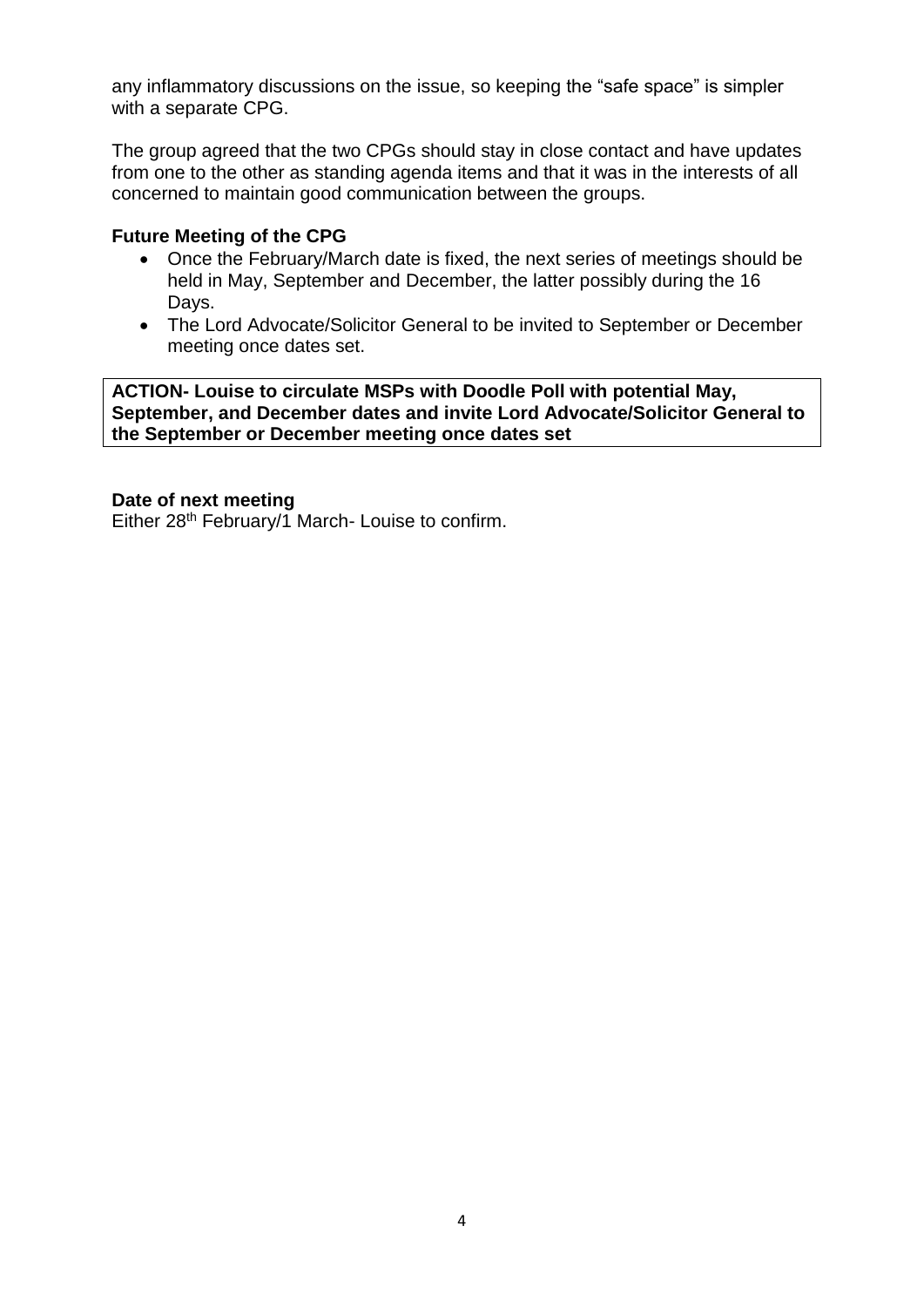any inflammatory discussions on the issue, so keeping the "safe space" is simpler with a separate CPG.

The group agreed that the two CPGs should stay in close contact and have updates from one to the other as standing agenda items and that it was in the interests of all concerned to maintain good communication between the groups.

**Future Meeting of the CPG**

- Once the February/March date is fixed, the next series of meetings should be held in May, September and December, the latter possibly during the 16 Days.
- The Lord Advocate/Solicitor General to be invited to September or December meeting once dates set.

**ACTION- Louise to circulate MSPs with Doodle Poll with potential May, September, and December dates and invite Lord Advocate/Solicitor General to the September or December meeting once dates set**

**Date of next meeting**

Either 28th February/1 March- Louise to confirm.